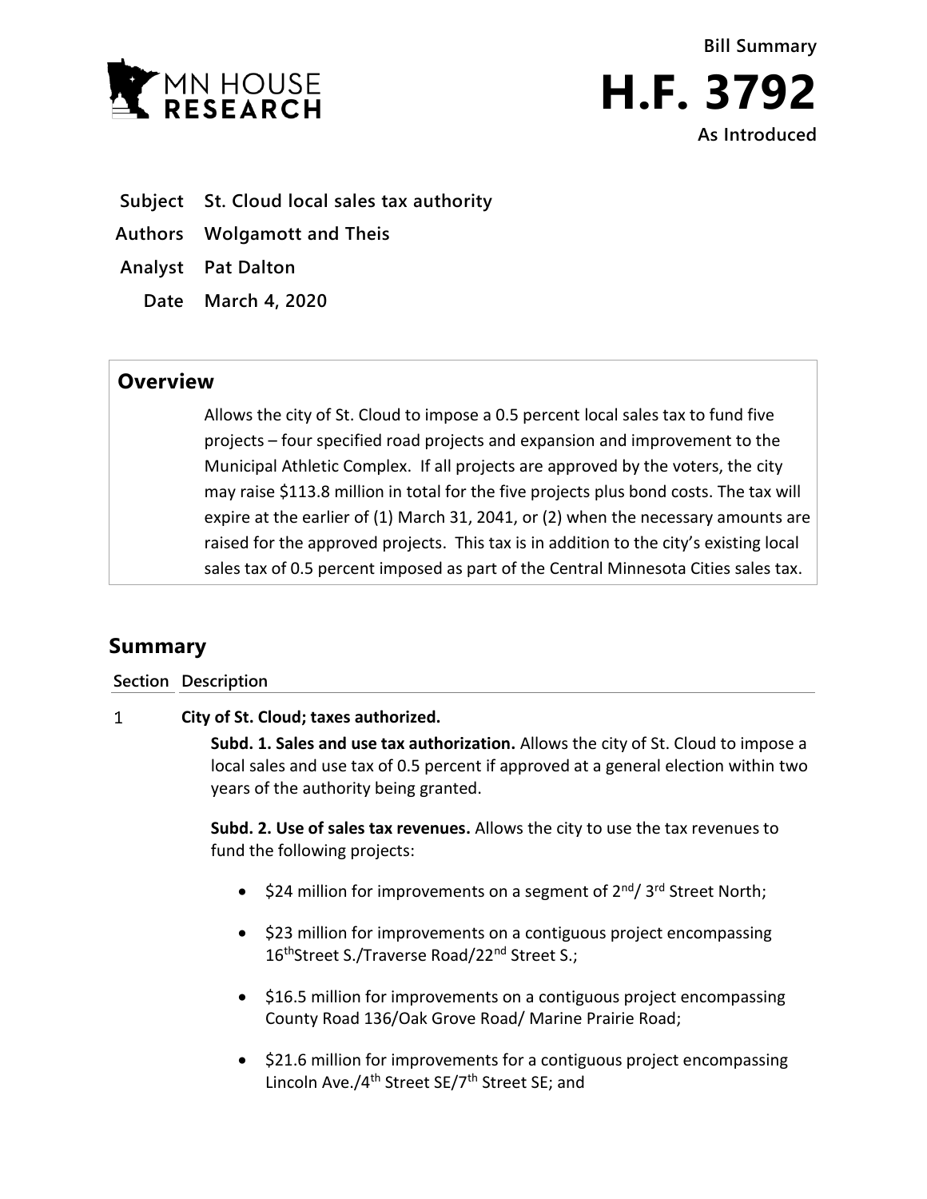MN HOUSE RESEARCH

**Bill Summary**

# H.F. 3792

**As Introduced**

**Subject** St. Cloud local sales tax authority

**Authors** Wolgamott and Theis

**Analyst** Pat Dalton

**Date** March 4, 2020

## Overview

Allows the city of St. Cloud to impose a 0.5 percent local sales tax to fund five projects – four specified road projects and expansion and improvement to the Municipal Athletic Complex. If all projects are approved by the voters, the city may raise $113.8 million in total for the five projects plus bond costs. The tax will expire at the earlier of (1) March 31, 2041, or (2) when the necessary amounts are raised for the approved projects. This tax is in addition to the city's existing local sales tax of 0.5 percent imposed as part of the Central Minnesota Cities sales tax.

## Summary

| Section | Description |
|---|---|

1 **City of St. Cloud; taxes authorized.**

**Subd. 1. Sales and use tax authorization.** Allows the city of St. Cloud to impose a local sales and use tax of 0.5 percent if approved at a general election within two years of the authority being granted.

**Subd. 2. Use of sales tax revenues.** Allows the city to use the tax revenues to fund the following projects:

- $24 million for improvements on a segment of 2nd/ 3rd Street North;
- $23 million for improvements on a contiguous project encompassing 16th Street S./Traverse Road/22nd Street S.;
- $16.5 million for improvements on a contiguous project encompassing County Road 136/Oak Grove Road/ Marine Prairie Road;
- $21.6 million for improvements for a contiguous project encompassing Lincoln Ave./4th Street SE/7th Street SE; and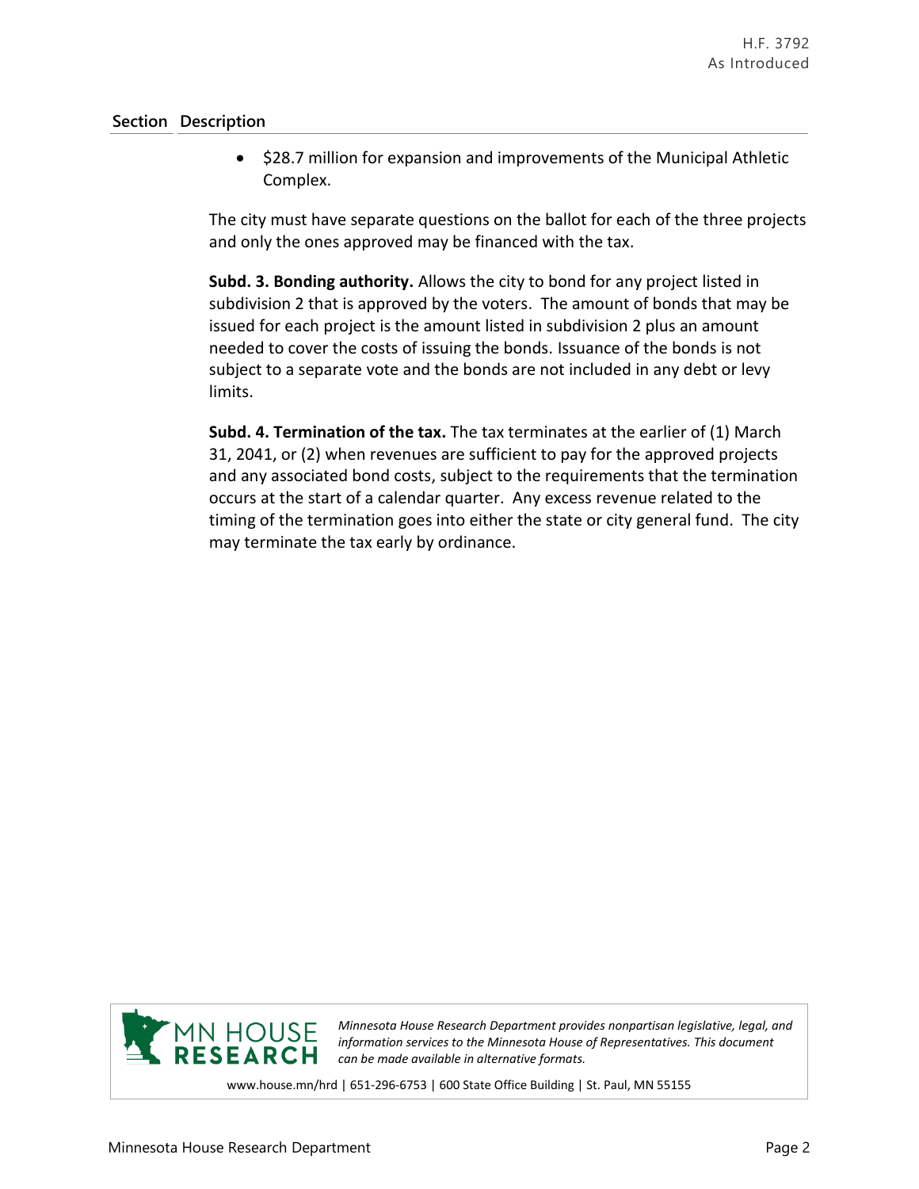| Section | Description |
|---|---|
| | • $28.7 million for expansion and improvements of the Municipal Athletic Complex.<br><br>The city must have separate questions on the ballot for each of the three projects and only the ones approved may be financed with the tax.<br><br>**Subd. 3. Bonding authority.** Allows the city to bond for any project listed in subdivision 2 that is approved by the voters. The amount of bonds that may be issued for each project is the amount listed in subdivision 2 plus an amount needed to cover the costs of issuing the bonds. Issuance of the bonds is not subject to a separate vote and the bonds are not included in any debt or levy limits.<br><br>**Subd. 4. Termination of the tax.** The tax terminates at the earlier of (1) March 31, 2041, or (2) when revenues are sufficient to pay for the approved projects and any associated bond costs, subject to the requirements that the termination occurs at the start of a calendar quarter. Any excess revenue related to the timing of the termination goes into either the state or city general fund. The city may terminate the tax early by ordinance. |

MN HOUSE RESEARCH

*Minnesota House Research Department provides nonpartisan legislative, legal, and information services to the Minnesota House of Representatives. This document can be made available in alternative formats.*

www.house.mn/hrd | 651-296-6753 | 600 State Office Building | St. Paul, MN 55155